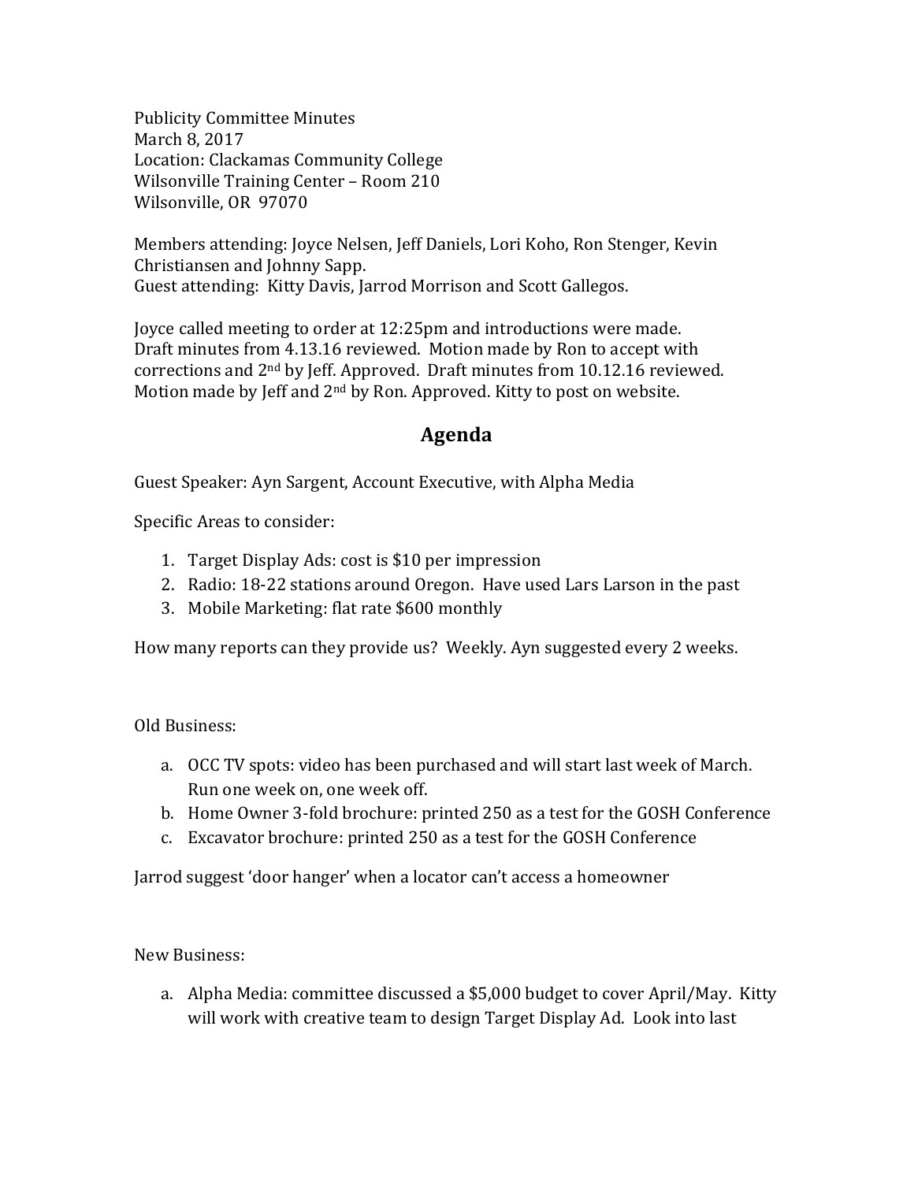Publicity Committee Minutes
March 8, 2017
Location: Clackamas Community College
Wilsonville Training Center – Room 210
Wilsonville, OR 97070

Members attending: Joyce Nelsen, Jeff Daniels, Lori Koho, Ron Stenger, Kevin Christiansen and Johnny Sapp.
Guest attending: Kitty Davis, Jarrod Morrison and Scott Gallegos.

Joyce called meeting to order at 12:25pm and introductions were made. Draft minutes from 4.13.16 reviewed. Motion made by Ron to accept with corrections and 2nd by Jeff. Approved. Draft minutes from 10.12.16 reviewed. Motion made by Jeff and 2nd by Ron. Approved. Kitty to post on website.

## Agenda

Guest Speaker: Ayn Sargent, Account Executive, with Alpha Media

Specific Areas to consider:

1. Target Display Ads: cost is $10 per impression
2. Radio: 18-22 stations around Oregon. Have used Lars Larson in the past
3. Mobile Marketing: flat rate $600 monthly

How many reports can they provide us? Weekly. Ayn suggested every 2 weeks.

Old Business:

a. OCC TV spots: video has been purchased and will start last week of March. Run one week on, one week off.
b. Home Owner 3-fold brochure: printed 250 as a test for the GOSH Conference
c. Excavator brochure: printed 250 as a test for the GOSH Conference

Jarrod suggest 'door hanger' when a locator can't access a homeowner

New Business:

a. Alpha Media: committee discussed a $5,000 budget to cover April/May. Kitty will work with creative team to design Target Display Ad. Look into last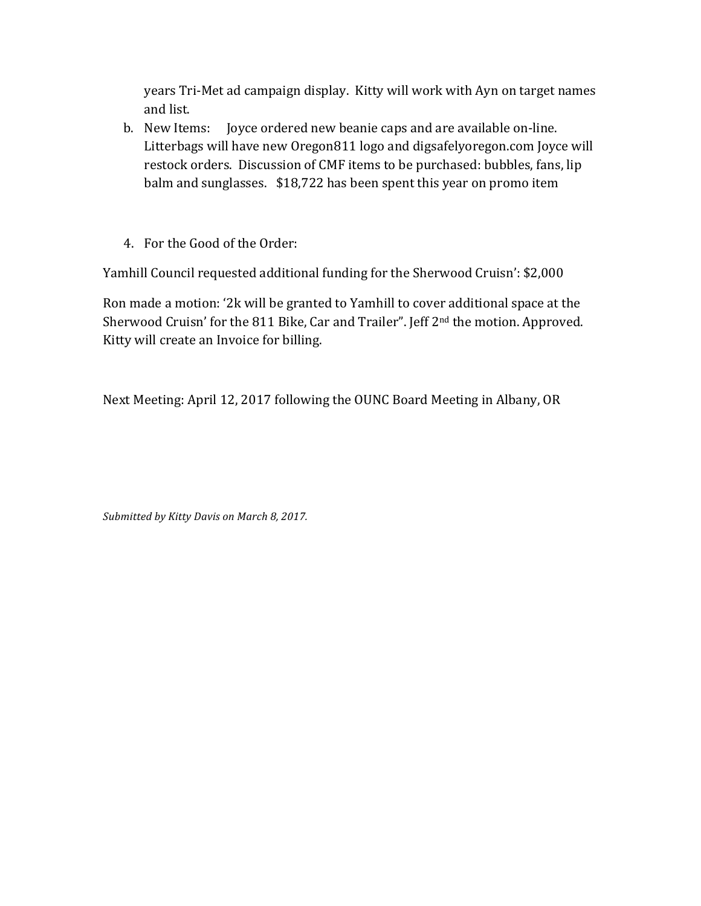years Tri-Met ad campaign display. Kitty will work with Ayn on target names and list.

b. New Items: Joyce ordered new beanie caps and are available on-line. Litterbags will have new Oregon811 logo and digsafelyoregon.com Joyce will restock orders. Discussion of CMF items to be purchased: bubbles, fans, lip balm and sunglasses. $18,722 has been spent this year on promo item

4. For the Good of the Order:

Yamhill Council requested additional funding for the Sherwood Cruisn': $2,000

Ron made a motion: '2k will be granted to Yamhill to cover additional space at the Sherwood Cruisn' for the 811 Bike, Car and Trailer". Jeff 2nd the motion. Approved. Kitty will create an Invoice for billing.

Next Meeting: April 12, 2017 following the OUNC Board Meeting in Albany, OR

*Submitted by Kitty Davis on March 8, 2017.*